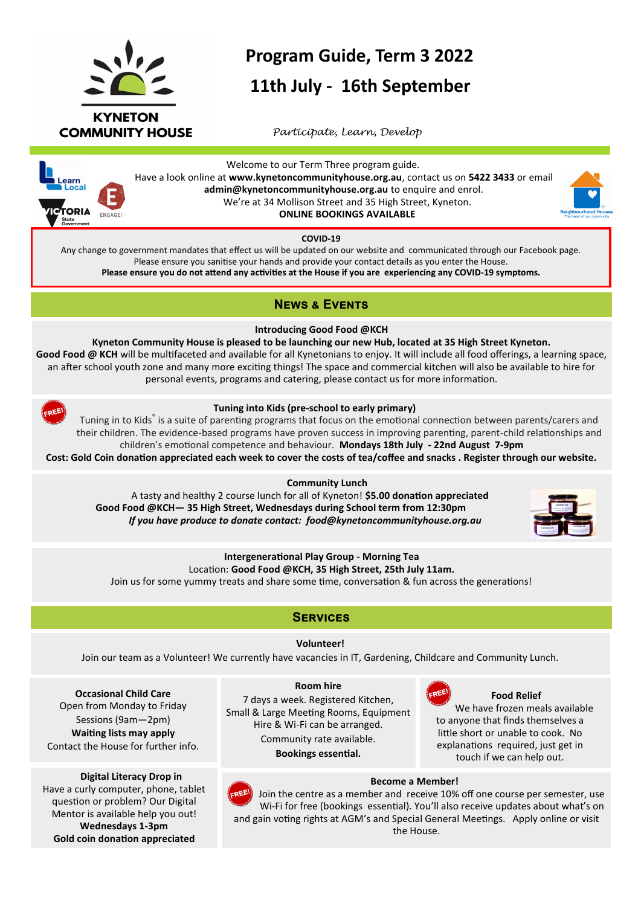KYNETON COMMUNITY HOUSE

# Program Guide, Term 3 2022

# 11th July - 16th September

*Participate, Learn, Develop*

Welcome to our Term Three program guide.
Have a look online at **www.kynetoncommunityhouse.org.au**, contact us on **5422 3433** or email **admin@kynetoncommunityhouse.org.au** to enquire and enrol.
We're at 34 Mollison Street and 35 High Street, Kyneton.
**ONLINE BOOKINGS AVAILABLE**

**COVID-19**
Any change to government mandates that effect us will be updated on our website and communicated through our Facebook page.
Please ensure you sanitise your hands and provide your contact details as you enter the House.
**Please ensure you do not attend any activities at the House if you are experiencing any COVID-19 symptoms.**

## News & Events

**Introducing Good Food @KCH**
**Kyneton Community House is pleased to be launching our new Hub, located at 35 High Street Kyneton.**
**Good Food @ KCH** will be multifaceted and available for all Kynetonians to enjoy. It will include all food offerings, a learning space, an after school youth zone and many more exciting things! The space and commercial kitchen will also be available to hire for personal events, programs and catering, please contact us for more information.

FREE!

**Tuning into Kids (pre-school to early primary)**
Tuning in to Kids® is a suite of parenting programs that focus on the emotional connection between parents/carers and their children. The evidence-based programs have proven success in improving parenting, parent-child relationships and children's emotional competence and behaviour. **Mondays 18th July - 22nd August 7-9pm**
**Cost: Gold Coin donation appreciated each week to cover the costs of tea/coffee and snacks . Register through our website.**

**Community Lunch**
A tasty and healthy 2 course lunch for all of Kyneton! **$5.00 donation appreciated**
**Good Food @KCH— 35 High Street, Wednesdays during School term from 12:30pm**
***If you have produce to donate contact: food@kynetoncommunityhouse.org.au***

**Intergenerational Play Group - Morning Tea**
Location: **Good Food @KCH, 35 High Street, 25th July 11am.**
Join us for some yummy treats and share some time, conversation & fun across the generations!

## Services

**Volunteer!**
Join our team as a Volunteer! We currently have vacancies in IT, Gardening, Childcare and Community Lunch.

**Occasional Child Care**
Open from Monday to Friday
Sessions (9am—2pm)
**Waiting lists may apply**
Contact the House for further info.

**Room hire**
7 days a week. Registered Kitchen, Small & Large Meeting Rooms, Equipment Hire & Wi-Fi can be arranged.
Community rate available.
**Bookings essential.**

FREE!

**Food Relief**
We have frozen meals available to anyone that finds themselves a little short or unable to cook. No explanations required, just get in touch if we can help out.

**Digital Literacy Drop in**
Have a curly computer, phone, tablet question or problem? Our Digital Mentor is available help you out!
**Wednesdays 1-3pm**
**Gold coin donation appreciated**

FREE!

**Become a Member!**
Join the centre as a member and receive 10% off one course per semester, use Wi-Fi for free (bookings essential). You'll also receive updates about what's on and gain voting rights at AGM's and Special General Meetings. Apply online or visit the House.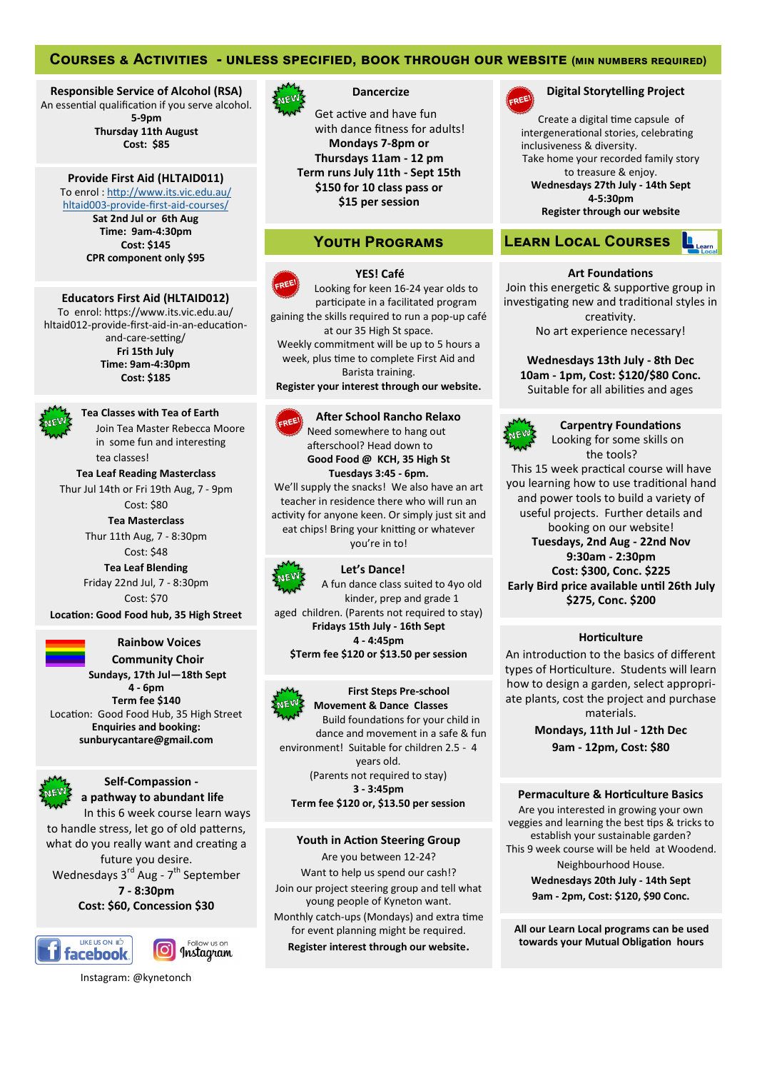## Courses & Activities - unless specified, book through our website (min numbers required)

### Responsible Service of Alcohol (RSA)

An essential qualification if you serve alcohol.

**5-9pm**

**Thursday 11th August**

**Cost: $85**

### Provide First Aid (HLTAID011)

To enrol : http://www.its.vic.edu.au/hltaid003-provide-first-aid-courses/

**Sat 2nd Jul or 6th Aug**

**Time: 9am-4:30pm**

**Cost: $145**

**CPR component only $95**

### Educators First Aid (HLTAID012)

To enrol: https://www.its.vic.edu.au/hltaid012-provide-first-aid-in-an-education-and-care-setting/

**Fri 15th July**

**Time: 9am-4:30pm**

**Cost: $185**

### Tea Classes with Tea of Earth

NEW

Join Tea Master Rebecca Moore in some fun and interesting tea classes!

**Tea Leaf Reading Masterclass**

Thur Jul 14th or Fri 19th Aug, 7 - 9pm

Cost: $80

**Tea Masterclass**

Thur 11th Aug, 7 - 8:30pm

Cost: $48

**Tea Leaf Blending**

Friday 22nd Jul, 7 - 8:30pm

Cost: $70

**Location: Good Food hub, 35 High Street**

### Rainbow Voices Community Choir

**Sundays, 17th Jul—18th Sept**

**4 - 6pm**

**Term fee $140**

Location: Good Food Hub, 35 High Street

**Enquiries and booking:**

**sunburycantare@gmail.com**

### Self-Compassion - a pathway to abundant life

NEW

In this 6 week course learn ways to handle stress, let go of old patterns, what do you really want and creating a future you desire.

Wednesdays 3rd Aug - 7th September

**7 - 8:30pm**

**Cost: $60, Concession $30**

LIKE US ON facebook | Follow us on Instagram

Instagram: @kynetonch

### Dancercize

NEW

Get active and have fun with dance fitness for adults!

**Mondays 7-8pm or**

**Thursdays 11am - 12 pm**

**Term runs July 11th - Sept 15th**

**$150 for 10 class pass or**

**$15 per session**

## Youth Programs

### YES! Café

FREE!

Looking for keen 16-24 year olds to participate in a facilitated program gaining the skills required to run a pop-up café at our 35 High St space.

Weekly commitment will be up to 5 hours a week, plus time to complete First Aid and Barista training.

**Register your interest through our website.**

### After School Rancho Relaxo

FREE!

Need somewhere to hang out afterschool? Head down to

**Good Food @ KCH, 35 High St**

**Tuesdays 3:45 - 6pm.**

We'll supply the snacks! We also have an art teacher in residence there who will run an activity for anyone keen. Or simply just sit and eat chips! Bring your knitting or whatever you're in to!

### Let's Dance!

NEW

A fun dance class suited to 4yo old kinder, prep and grade 1 aged children. (Parents not required to stay)

**Fridays 15th July - 16th Sept**

**4 - 4:45pm**

**$Term fee $120 or $13.50 per session**

### First Steps Pre-school Movement & Dance Classes

NEW

Build foundations for your child in dance and movement in a safe & fun environment! Suitable for children 2.5 - 4 years old.

(Parents not required to stay)

**3 - 3:45pm**

**Term fee $120 or, $13.50 per session**

### Youth in Action Steering Group

Are you between 12-24?

Want to help us spend our cash!?

Join our project steering group and tell what young people of Kyneton want.

Monthly catch-ups (Mondays) and extra time for event planning might be required.

**Register interest through our website.**

### Digital Storytelling Project

FREE!

Create a digital time capsule of intergenerational stories, celebrating inclusiveness & diversity.

Take home your recorded family story to treasure & enjoy.

**Wednesdays 27th July - 14th Sept**

**4-5:30pm**

**Register through our website**

## Learn Local Courses

### Art Foundations

Join this energetic & supportive group in investigating new and traditional styles in creativity.

No art experience necessary!

**Wednesdays 13th July - 8th Dec**

**10am - 1pm, Cost: $120/$80 Conc.**

Suitable for all abilities and ages

### Carpentry Foundations

NEW

Looking for some skills on the tools?

This 15 week practical course will have you learning how to use traditional hand and power tools to build a variety of useful projects. Further details and booking on our website!

**Tuesdays, 2nd Aug - 22nd Nov**

**9:30am - 2:30pm**

**Cost: $300, Conc. $225**

**Early Bird price available until 26th July**

**$275, Conc. $200**

### Horticulture

An introduction to the basics of different types of Horticulture. Students will learn how to design a garden, select appropriate plants, cost the project and purchase materials.

**Mondays, 11th Jul - 12th Dec**

**9am - 12pm, Cost: $80**

### Permaculture & Horticulture Basics

Are you interested in growing your own veggies and learning the best tips & tricks to establish your sustainable garden?

This 9 week course will be held at Woodend. Neighbourhood House.

**Wednesdays 20th July - 14th Sept**

**9am - 2pm, Cost: $120, $90 Conc.**

**All our Learn Local programs can be used towards your Mutual Obligation hours**